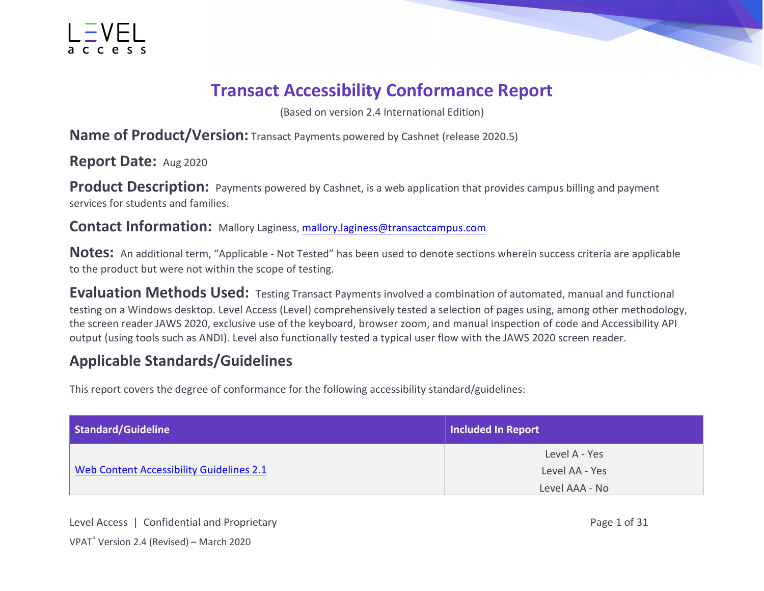# Transact Accessibility Conformance Report

(Based on version 2.4 International Edition)

**Name of Product/Version:** Transact Payments powered by Cashnet (release 2020.5)

**Report Date:** Aug 2020

**Product Description:** Payments powered by Cashnet, is a web application that provides campus billing and payment services for students and families.

**Contact Information:** Mallory Laginess, [mallory.laginess@transactcampus.com](mailto:mallory.laginess@transactcampus.com)

**Notes:** An additional term, "Applicable - Not Tested" has been used to denote sections wherein success criteria are applicable to the product but were not within the scope of testing.

**Evaluation Methods Used:** Testing Transact Payments involved a combination of automated, manual and functional testing on a Windows desktop. Level Access (Level) comprehensively tested a selection of pages using, among other methodology, the screen reader JAWS 2020, exclusive use of the keyboard, browser zoom, and manual inspection of code and Accessibility API output (using tools such as ANDI). Level also functionally tested a typical user flow with the JAWS 2020 screen reader.

## Applicable Standards/Guidelines

This report covers the degree of conformance for the following accessibility standard/guidelines:

| Standard/Guideline | Included In Report |
|---|---|
| Web Content Accessibility Guidelines 2.1 | Level A - Yes<br>Level AA - Yes<br>Level AAA - No |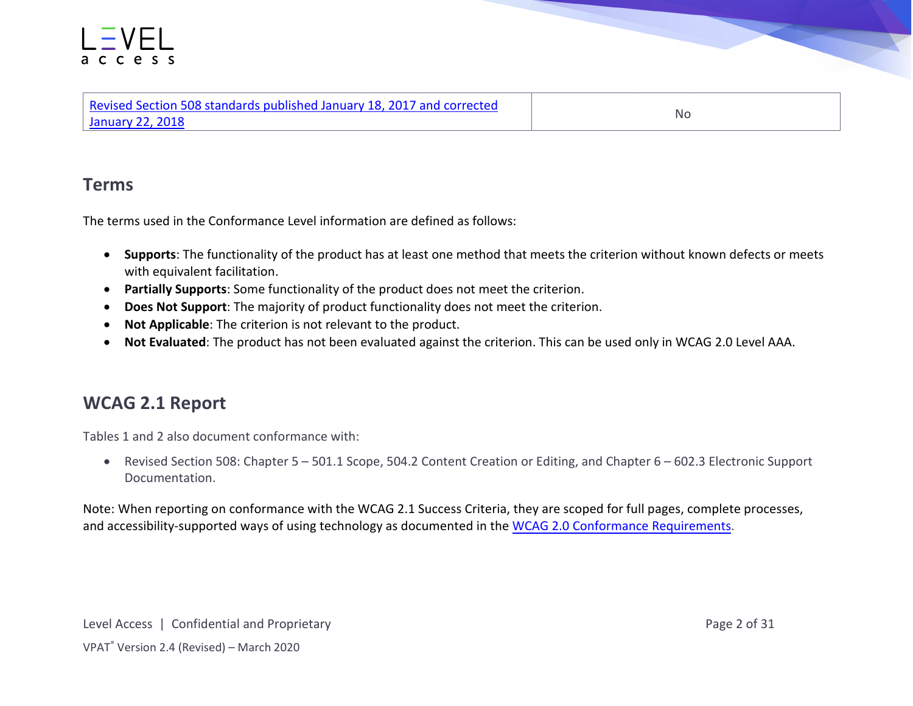| [Revised Section 508 standards published January 18, 2017 and corrected January 22, 2018]() | No |
|---|---|

## Terms

The terms used in the Conformance Level information are defined as follows:

- **Supports**: The functionality of the product has at least one method that meets the criterion without known defects or meets with equivalent facilitation.
- **Partially Supports**: Some functionality of the product does not meet the criterion.
- **Does Not Support**: The majority of product functionality does not meet the criterion.
- **Not Applicable**: The criterion is not relevant to the product.
- **Not Evaluated**: The product has not been evaluated against the criterion. This can be used only in WCAG 2.0 Level AAA.

## WCAG 2.1 Report

Tables 1 and 2 also document conformance with:

- Revised Section 508: Chapter 5 – 501.1 Scope, 504.2 Content Creation or Editing, and Chapter 6 – 602.3 Electronic Support Documentation.

Note: When reporting on conformance with the WCAG 2.1 Success Criteria, they are scoped for full pages, complete processes, and accessibility-supported ways of using technology as documented in the [WCAG 2.0 Conformance Requirements]().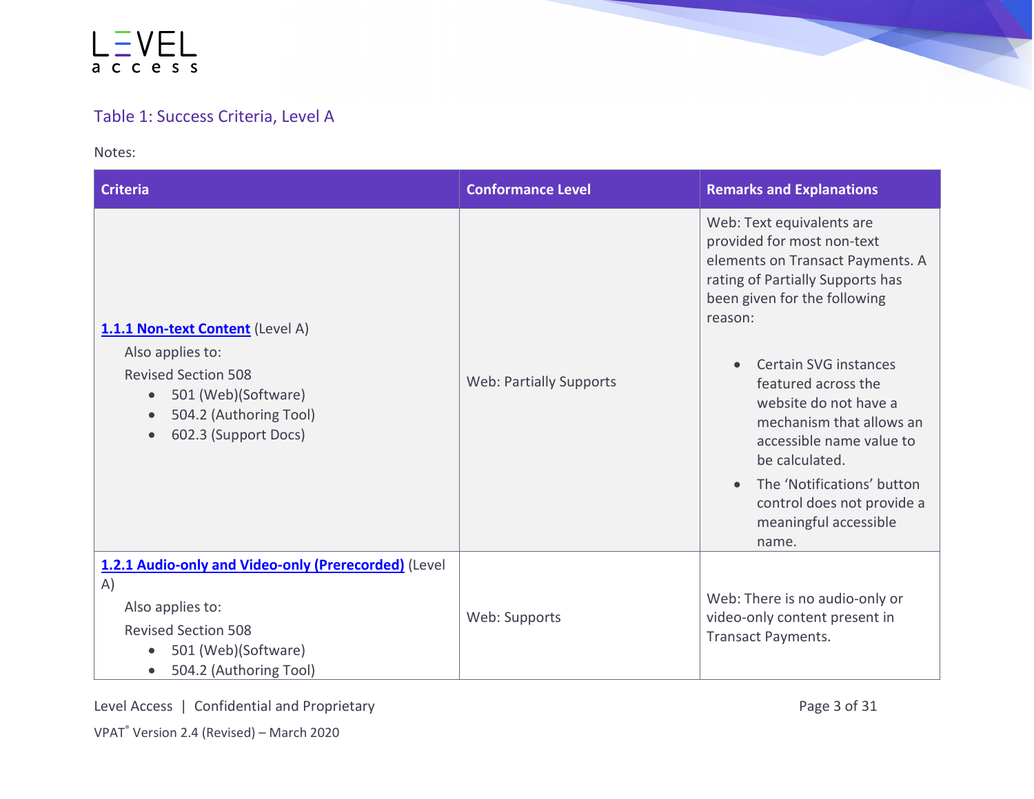## Table 1: Success Criteria, Level A

Notes:

| Criteria | Conformance Level | Remarks and Explanations |
|---|---|---|
| **1.1.1 Non-text Content** (Level A)<br>Also applies to:<br>Revised Section 508<br>• 501 (Web)(Software)<br>• 504.2 (Authoring Tool)<br>• 602.3 (Support Docs) | Web: Partially Supports | Web: Text equivalents are provided for most non-text elements on Transact Payments. A rating of Partially Supports has been given for the following reason:<br>• Certain SVG instances featured across the website do not have a mechanism that allows an accessible name value to be calculated.<br>• The 'Notifications' button control does not provide a meaningful accessible name. |
| **1.2.1 Audio-only and Video-only (Prerecorded)** (Level A)<br>Also applies to:<br>Revised Section 508<br>• 501 (Web)(Software)<br>• 504.2 (Authoring Tool) | Web: Supports | Web: There is no audio-only or video-only content present in Transact Payments. |

Level Access | Confidential and Proprietary

VPAT® Version 2.4 (Revised) – March 2020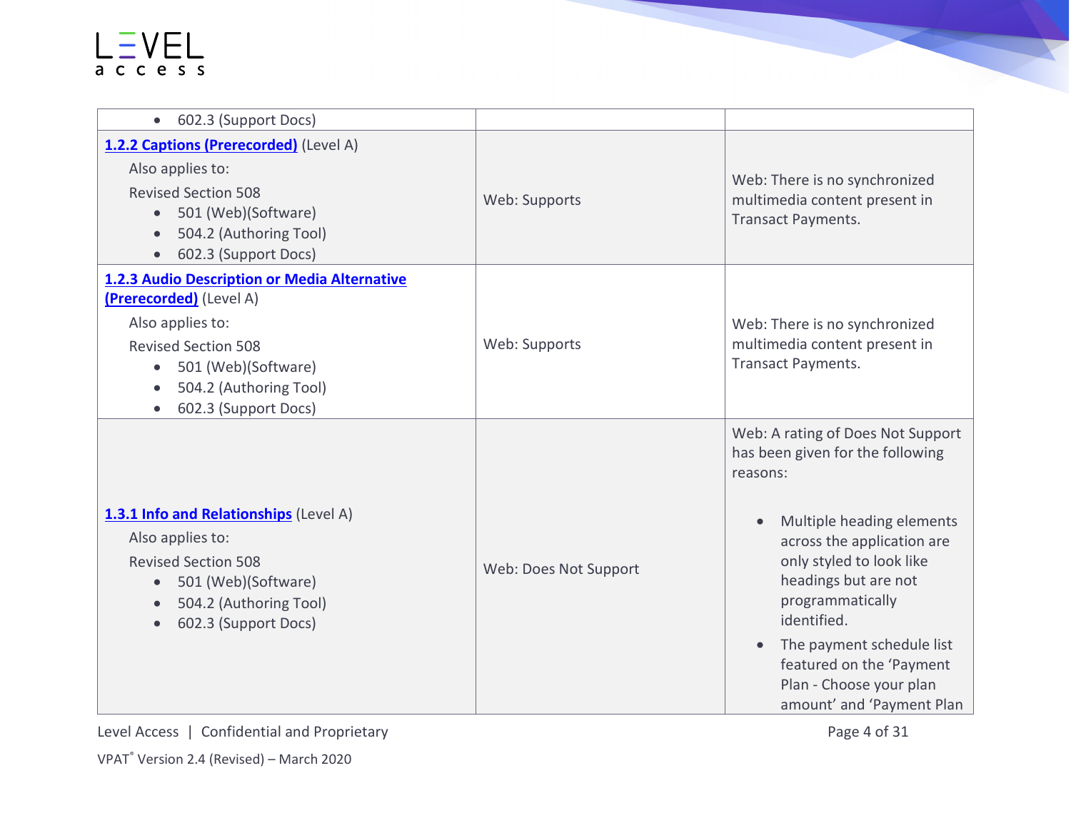| Criteria | Conformance Level | Remarks and Explanations |
|---|---|---|
| • 602.3 (Support Docs) | | |
| [1.2.2 Captions (Prerecorded)]() (Level A)<br>Also applies to:<br>Revised Section 508<br>• 501 (Web)(Software)<br>• 504.2 (Authoring Tool)<br>• 602.3 (Support Docs) | Web: Supports | Web: There is no synchronized multimedia content present in Transact Payments. |
| [1.2.3 Audio Description or Media Alternative (Prerecorded)]() (Level A)<br>Also applies to:<br>Revised Section 508<br>• 501 (Web)(Software)<br>• 504.2 (Authoring Tool)<br>• 602.3 (Support Docs) | Web: Supports | Web: There is no synchronized multimedia content present in Transact Payments. |
| [1.3.1 Info and Relationships]() (Level A)<br>Also applies to:<br>Revised Section 508<br>• 501 (Web)(Software)<br>• 504.2 (Authoring Tool)<br>• 602.3 (Support Docs) | Web: Does Not Support | Web: A rating of Does Not Support has been given for the following reasons:<br>• Multiple heading elements across the application are only styled to look like headings but are not programmatically identified.<br>• The payment schedule list featured on the 'Payment Plan - Choose your plan amount' and 'Payment Plan |

VPAT® Version 2.4 (Revised) – March 2020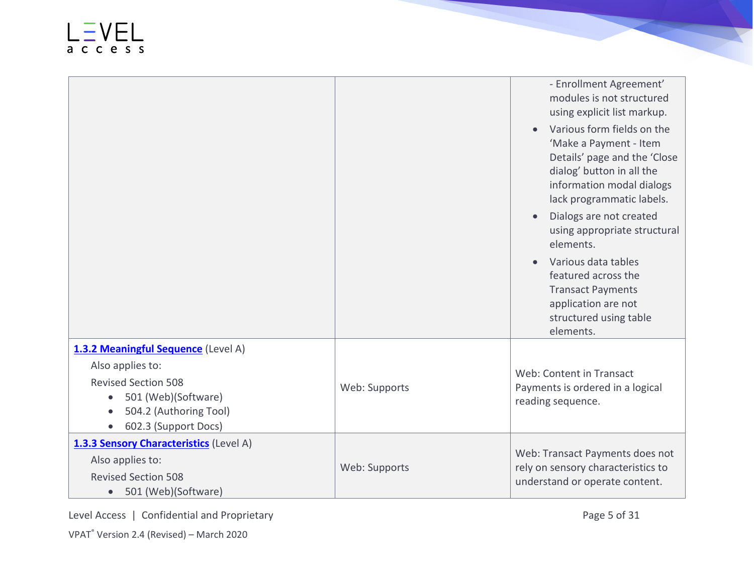| Criteria | Conformance Level | Remarks and Explanations |
| --- | --- | --- |
| | | - Enrollment Agreement' modules is not structured using explicit list markup.<br>• Various form fields on the 'Make a Payment - Item Details' page and the 'Close dialog' button in all the information modal dialogs lack programmatic labels.<br>• Dialogs are not created using appropriate structural elements.<br>• Various data tables featured across the Transact Payments application are not structured using table elements. |
| **1.3.2 Meaningful Sequence** (Level A)<br>Also applies to:<br>Revised Section 508<br>• 501 (Web)(Software)<br>• 504.2 (Authoring Tool)<br>• 602.3 (Support Docs) | Web: Supports | Web: Content in Transact Payments is ordered in a logical reading sequence. |
| **1.3.3 Sensory Characteristics** (Level A)<br>Also applies to:<br>Revised Section 508<br>• 501 (Web)(Software) | Web: Supports | Web: Transact Payments does not rely on sensory characteristics to understand or operate content. |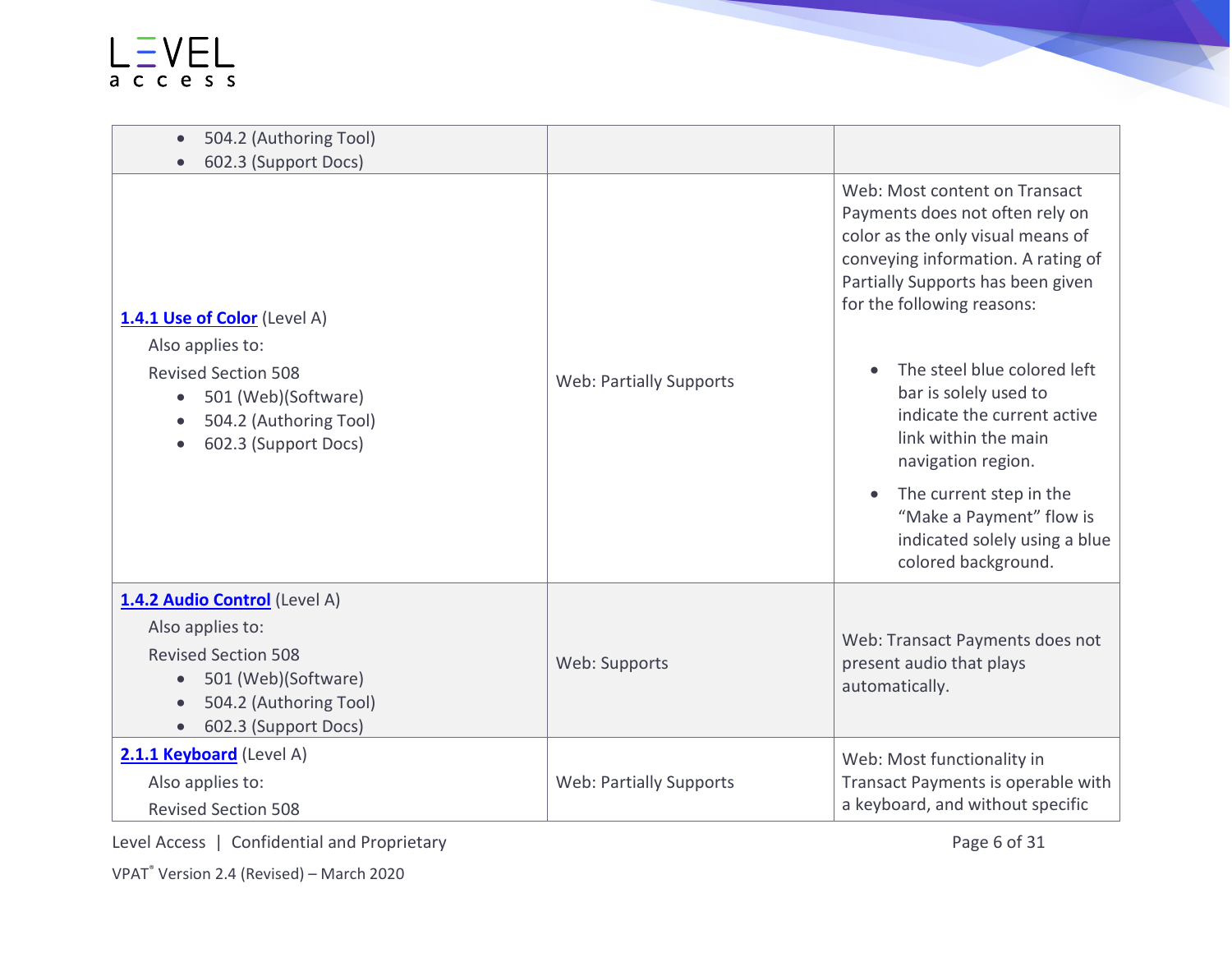| | | |
|---|---|---|
| • 504.2 (Authoring Tool)<br>• 602.3 (Support Docs) | | |
| **[1.4.1 Use of Color]** (Level A)<br>Also applies to:<br>Revised Section 508<br>• 501 (Web)(Software)<br>• 504.2 (Authoring Tool)<br>• 602.3 (Support Docs) | Web: Partially Supports | Web: Most content on Transact Payments does not often rely on color as the only visual means of conveying information. A rating of Partially Supports has been given for the following reasons:<br>• The steel blue colored left bar is solely used to indicate the current active link within the main navigation region.<br>• The current step in the "Make a Payment" flow is indicated solely using a blue colored background. |
| **[1.4.2 Audio Control]** (Level A)<br>Also applies to:<br>Revised Section 508<br>• 501 (Web)(Software)<br>• 504.2 (Authoring Tool)<br>• 602.3 (Support Docs) | Web: Supports | Web: Transact Payments does not present audio that plays automatically. |
| **[2.1.1 Keyboard]** (Level A)<br>Also applies to:<br>Revised Section 508 | Web: Partially Supports | Web: Most functionality in Transact Payments is operable with a keyboard, and without specific |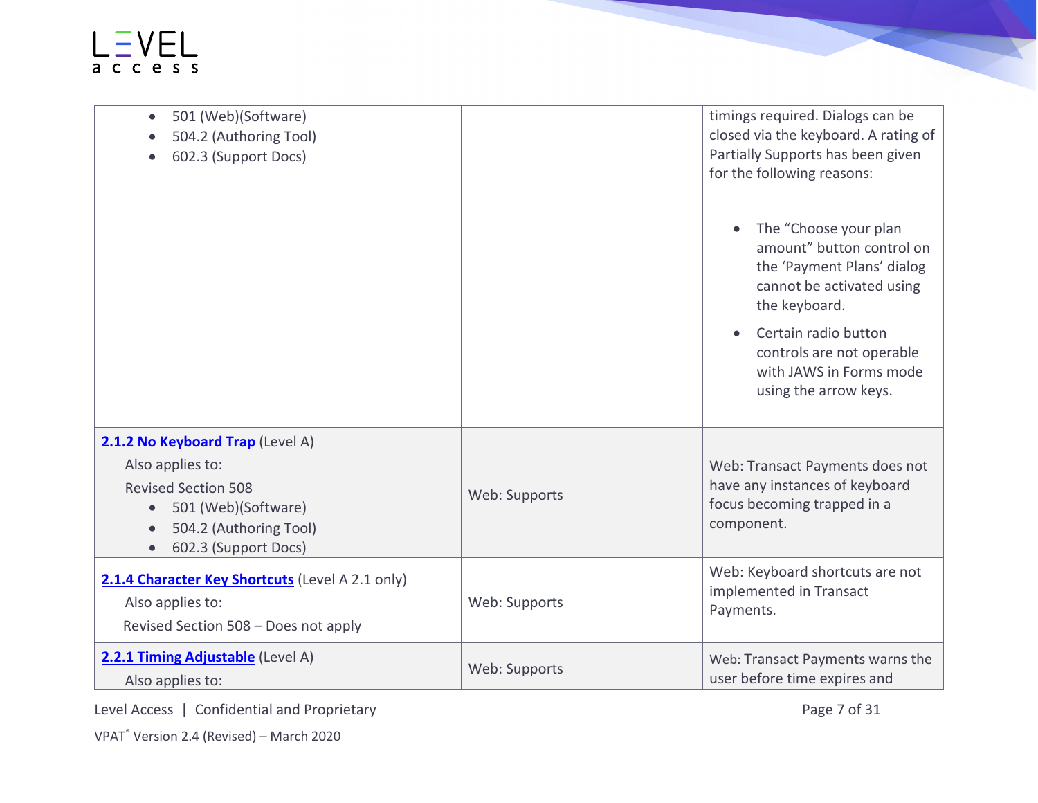| | | |
|---|---|---|
| <ul><li>501 (Web)(Software)</li><li>504.2 (Authoring Tool)</li><li>602.3 (Support Docs)</li></ul> | | timings required. Dialogs can be closed via the keyboard. A rating of Partially Supports has been given for the following reasons:<ul><li>The “Choose your plan amount” button control on the ‘Payment Plans’ dialog cannot be activated using the keyboard.</li><li>Certain radio button controls are not operable with JAWS in Forms mode using the arrow keys.</li></ul> |
| **2.1.2 No Keyboard Trap** (Level A)<br>Also applies to:<br>Revised Section 508<ul><li>501 (Web)(Software)</li><li>504.2 (Authoring Tool)</li><li>602.3 (Support Docs)</li></ul> | Web: Supports | Web: Transact Payments does not have any instances of keyboard focus becoming trapped in a component. |
| **2.1.4 Character Key Shortcuts** (Level A 2.1 only)<br>Also applies to:<br>Revised Section 508 – Does not apply | Web: Supports | Web: Keyboard shortcuts are not implemented in Transact Payments. |
| **2.2.1 Timing Adjustable** (Level A)<br>Also applies to: | Web: Supports | Web: Transact Payments warns the user before time expires and |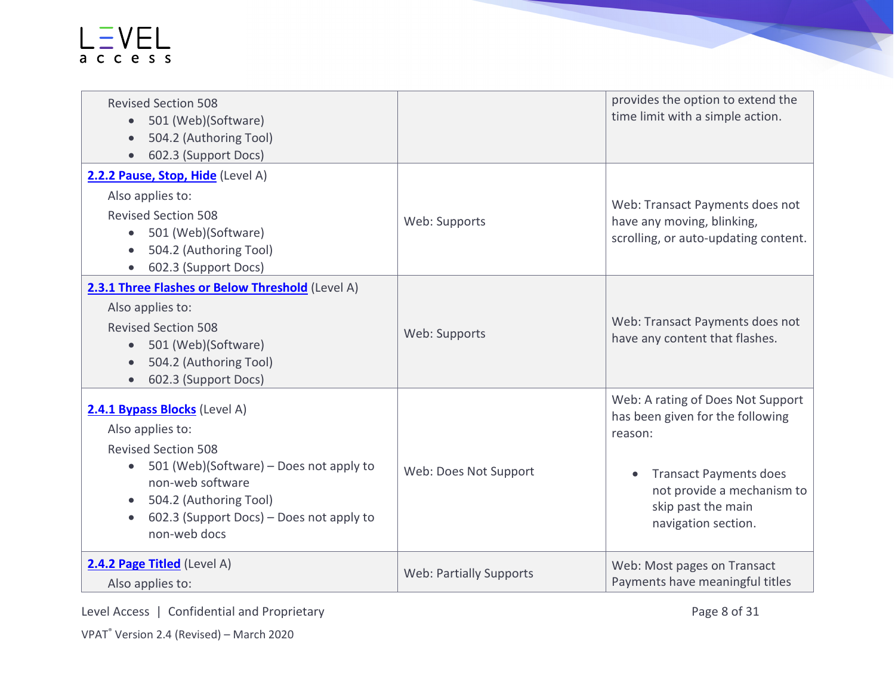| Criteria | Conformance Level | Remarks and Explanations |
|---|---|---|
| Revised Section 508<br>• 501 (Web)(Software)<br>• 504.2 (Authoring Tool)<br>• 602.3 (Support Docs) | | provides the option to extend the time limit with a simple action. |
| [2.2.2 Pause, Stop, Hide](#) (Level A)<br>Also applies to:<br>Revised Section 508<br>• 501 (Web)(Software)<br>• 504.2 (Authoring Tool)<br>• 602.3 (Support Docs) | Web: Supports | Web: Transact Payments does not have any moving, blinking, scrolling, or auto-updating content. |
| [2.3.1 Three Flashes or Below Threshold](#) (Level A)<br>Also applies to:<br>Revised Section 508<br>• 501 (Web)(Software)<br>• 504.2 (Authoring Tool)<br>• 602.3 (Support Docs) | Web: Supports | Web: Transact Payments does not have any content that flashes. |
| [2.4.1 Bypass Blocks](#) (Level A)<br>Also applies to:<br>Revised Section 508<br>• 501 (Web)(Software) – Does not apply to non-web software<br>• 504.2 (Authoring Tool)<br>• 602.3 (Support Docs) – Does not apply to non-web docs | Web: Does Not Support | Web: A rating of Does Not Support has been given for the following reason:<br>• Transact Payments does not provide a mechanism to skip past the main navigation section. |
| [2.4.2 Page Titled](#) (Level A)<br>Also applies to: | Web: Partially Supports | Web: Most pages on Transact Payments have meaningful titles |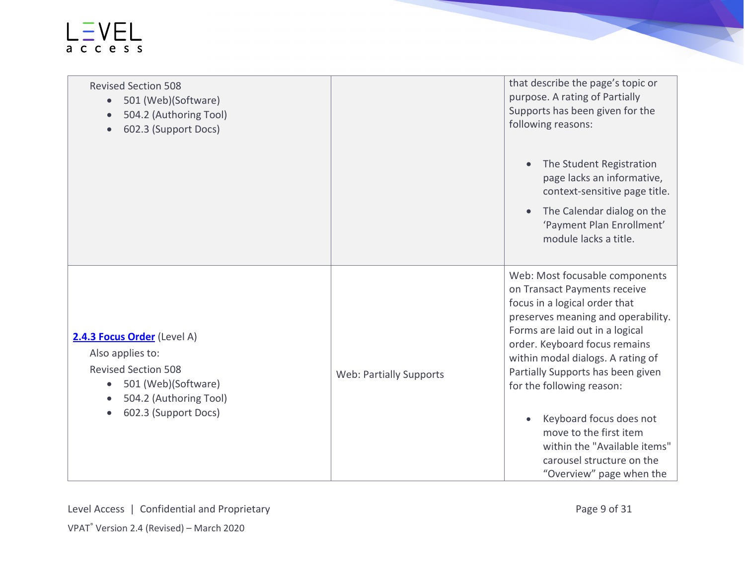| Criteria | Conformance Level | Remarks and Explanations |
| --- | --- | --- |
| Revised Section 508<br>• 501 (Web)(Software)<br>• 504.2 (Authoring Tool)<br>• 602.3 (Support Docs) | | that describe the page's topic or purpose. A rating of Partially Supports has been given for the following reasons:<br>• The Student Registration page lacks an informative, context-sensitive page title.<br>• The Calendar dialog on the 'Payment Plan Enrollment' module lacks a title. |
| **2.4.3 Focus Order** (Level A)<br>Also applies to:<br>Revised Section 508<br>• 501 (Web)(Software)<br>• 504.2 (Authoring Tool)<br>• 602.3 (Support Docs) | Web: Partially Supports | Web: Most focusable components on Transact Payments receive focus in a logical order that preserves meaning and operability. Forms are laid out in a logical order. Keyboard focus remains within modal dialogs. A rating of Partially Supports has been given for the following reason:<br>• Keyboard focus does not move to the first item within the "Available items" carousel structure on the "Overview" page when the |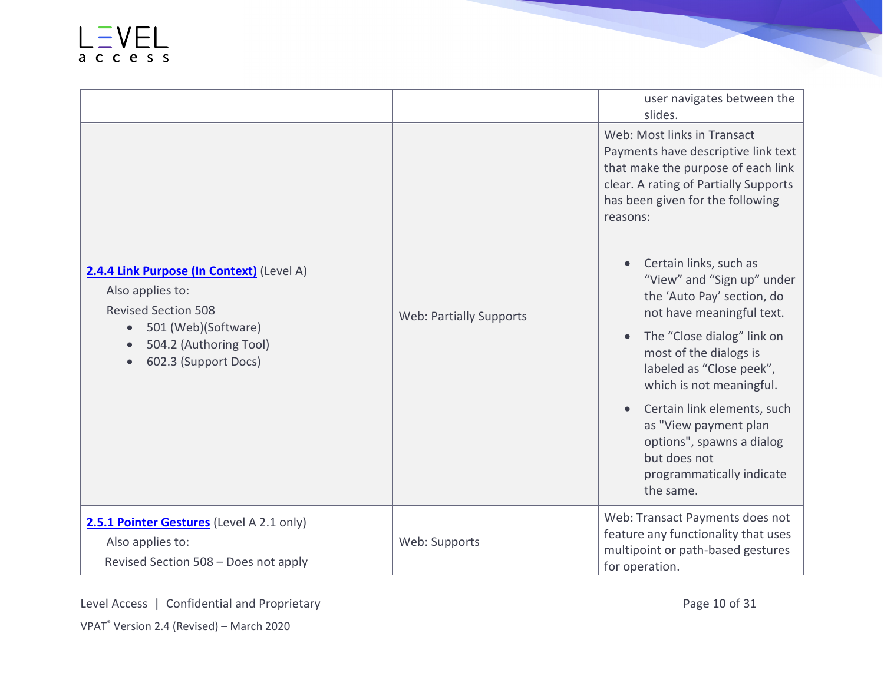| | | |
|---|---|---|
| | | user navigates between the slides. |
| **2.4.4 Link Purpose (In Context)** (Level A)<br>Also applies to:<br>Revised Section 508<br>• 501 (Web)(Software)<br>• 504.2 (Authoring Tool)<br>• 602.3 (Support Docs) | Web: Partially Supports | Web: Most links in Transact Payments have descriptive link text that make the purpose of each link clear. A rating of Partially Supports has been given for the following reasons:<br>• Certain links, such as "View" and "Sign up" under the 'Auto Pay' section, do not have meaningful text.<br>• The "Close dialog" link on most of the dialogs is labeled as "Close peek", which is not meaningful.<br>• Certain link elements, such as "View payment plan options", spawns a dialog but does not programmatically indicate the same. |
| **2.5.1 Pointer Gestures** (Level A 2.1 only)<br>Also applies to:<br>Revised Section 508 – Does not apply | Web: Supports | Web: Transact Payments does not feature any functionality that uses multipoint or path-based gestures for operation. |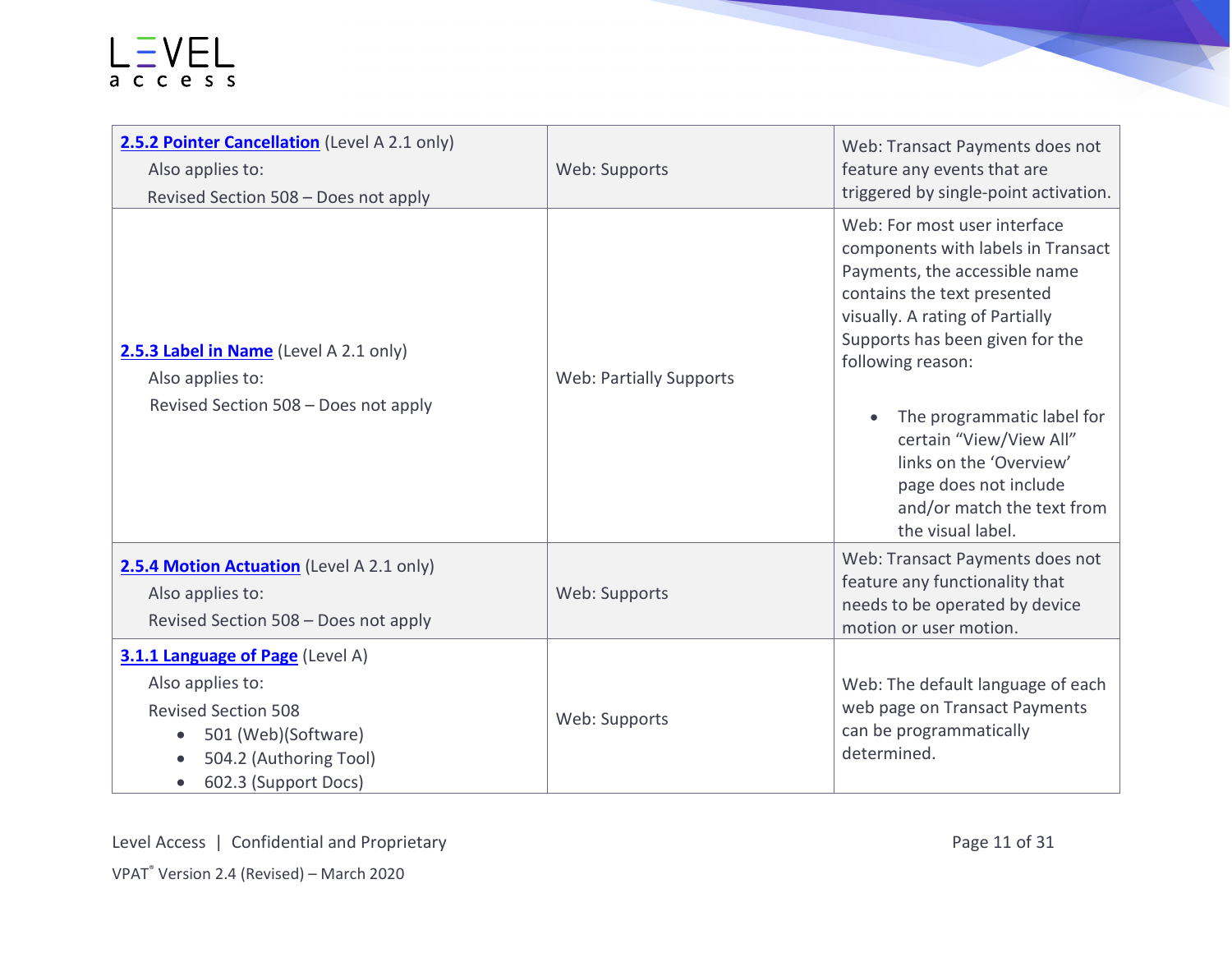| | | |
|---|---|---|
| **2.5.2 Pointer Cancellation** (Level A 2.1 only)<br>Also applies to:<br>Revised Section 508 – Does not apply | Web: Supports | Web: Transact Payments does not feature any events that are triggered by single-point activation. |
| **2.5.3 Label in Name** (Level A 2.1 only)<br>Also applies to:<br>Revised Section 508 – Does not apply | Web: Partially Supports | Web: For most user interface components with labels in Transact Payments, the accessible name contains the text presented visually. A rating of Partially Supports has been given for the following reason:<br>• The programmatic label for certain "View/View All" links on the 'Overview' page does not include and/or match the text from the visual label. |
| **2.5.4 Motion Actuation** (Level A 2.1 only)<br>Also applies to:<br>Revised Section 508 – Does not apply | Web: Supports | Web: Transact Payments does not feature any functionality that needs to be operated by device motion or user motion. |
| **3.1.1 Language of Page** (Level A)<br>Also applies to:<br>Revised Section 508<br>• 501 (Web)(Software)<br>• 504.2 (Authoring Tool)<br>• 602.3 (Support Docs) | Web: Supports | Web: The default language of each web page on Transact Payments can be programmatically determined. |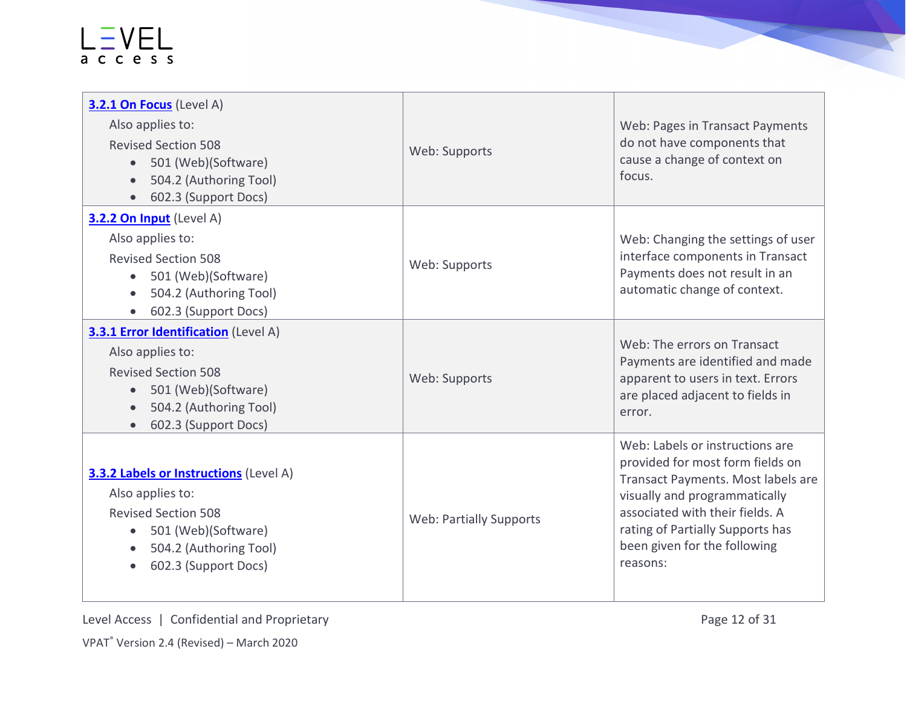| | | |
|---|---|---|
| **3.2.1 On Focus** (Level A)<br>Also applies to:<br>Revised Section 508<br>• 501 (Web)(Software)<br>• 504.2 (Authoring Tool)<br>• 602.3 (Support Docs) | Web: Supports | Web: Pages in Transact Payments do not have components that cause a change of context on focus. |
| **3.2.2 On Input** (Level A)<br>Also applies to:<br>Revised Section 508<br>• 501 (Web)(Software)<br>• 504.2 (Authoring Tool)<br>• 602.3 (Support Docs) | Web: Supports | Web: Changing the settings of user interface components in Transact Payments does not result in an automatic change of context. |
| **3.3.1 Error Identification** (Level A)<br>Also applies to:<br>Revised Section 508<br>• 501 (Web)(Software)<br>• 504.2 (Authoring Tool)<br>• 602.3 (Support Docs) | Web: Supports | Web: The errors on Transact Payments are identified and made apparent to users in text. Errors are placed adjacent to fields in error. |
| **3.3.2 Labels or Instructions** (Level A)<br>Also applies to:<br>Revised Section 508<br>• 501 (Web)(Software)<br>• 504.2 (Authoring Tool)<br>• 602.3 (Support Docs) | Web: Partially Supports | Web: Labels or instructions are provided for most form fields on Transact Payments. Most labels are visually and programmatically associated with their fields. A rating of Partially Supports has been given for the following reasons: |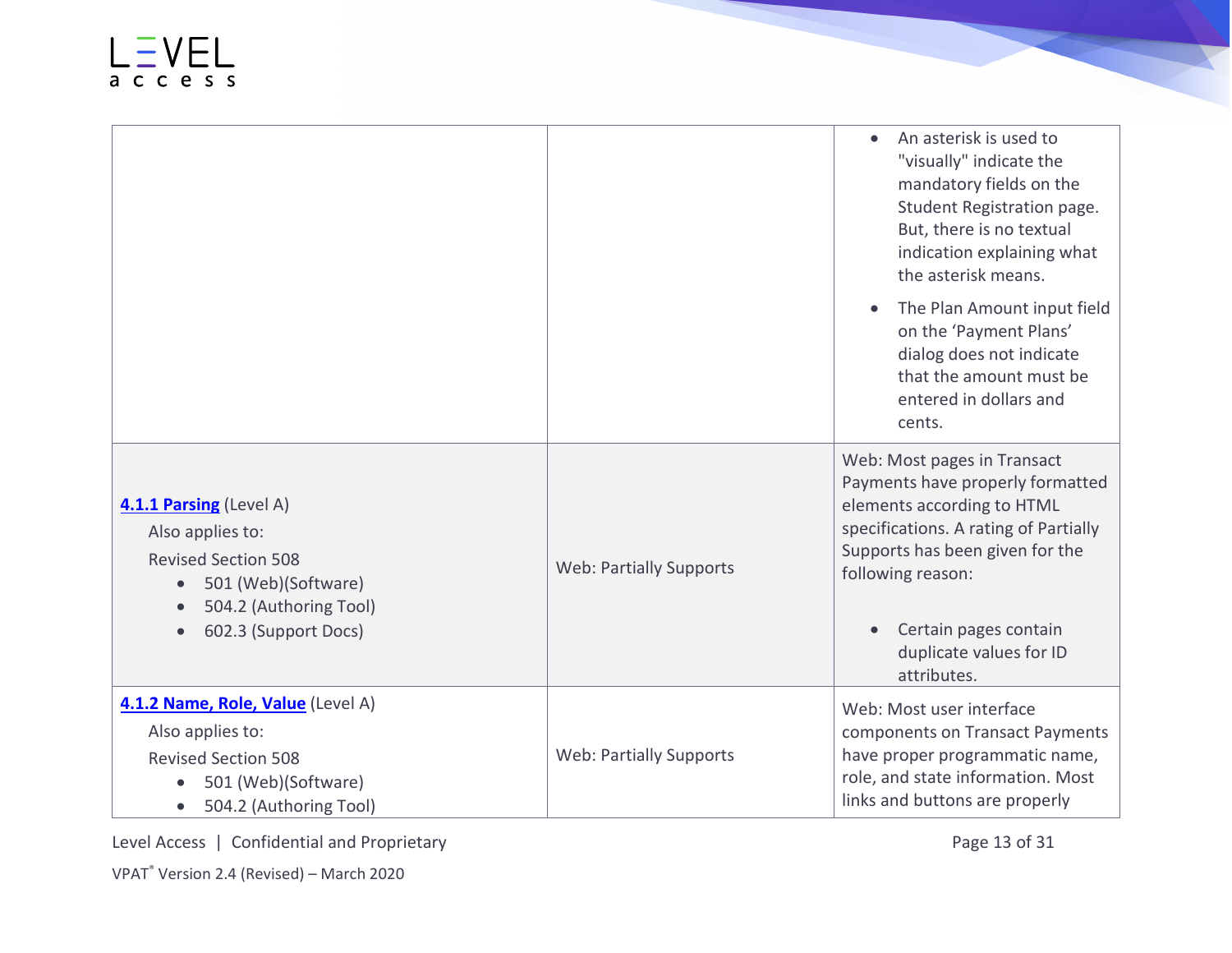| Criteria | Conformance Level | Remarks and Explanations |
| --- | --- | --- |
| | | <ul><li>An asterisk is used to "visually" indicate the mandatory fields on the Student Registration page. But, there is no textual indication explaining what the asterisk means.</li><li>The Plan Amount input field on the 'Payment Plans' dialog does not indicate that the amount must be entered in dollars and cents.</li></ul> |
| **4.1.1 Parsing** (Level A)<br>Also applies to:<br>Revised Section 508<ul><li>501 (Web)(Software)</li><li>504.2 (Authoring Tool)</li><li>602.3 (Support Docs)</li></ul> | Web: Partially Supports | Web: Most pages in Transact Payments have properly formatted elements according to HTML specifications. A rating of Partially Supports has been given for the following reason:<ul><li>Certain pages contain duplicate values for ID attributes.</li></ul> |
| **4.1.2 Name, Role, Value** (Level A)<br>Also applies to:<br>Revised Section 508<ul><li>501 (Web)(Software)</li><li>504.2 (Authoring Tool)</li></ul> | Web: Partially Supports | Web: Most user interface components on Transact Payments have proper programmatic name, role, and state information. Most links and buttons are properly |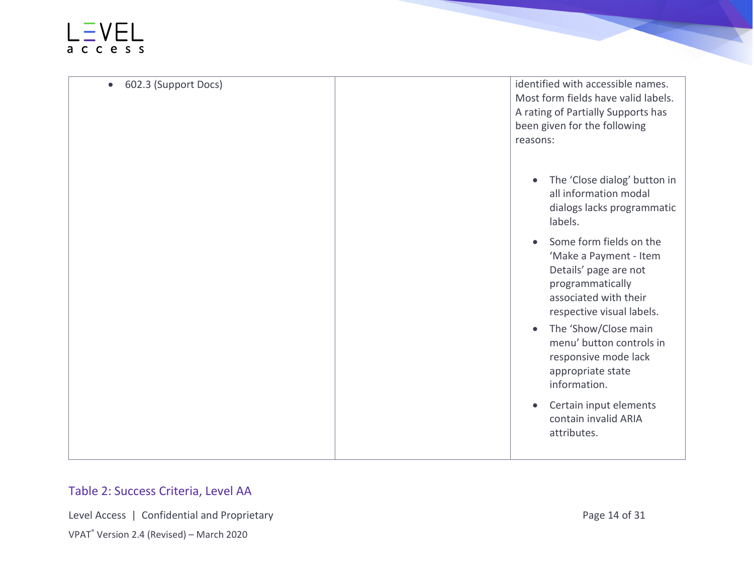| | | |
|---|---|---|
| • 602.3 (Support Docs) | | identified with accessible names. Most form fields have valid labels. A rating of Partially Supports has been given for the following reasons:<br><br>• The 'Close dialog' button in all information modal dialogs lacks programmatic labels.<br>• Some form fields on the 'Make a Payment - Item Details' page are not programmatically associated with their respective visual labels.<br>• The 'Show/Close main menu' button controls in responsive mode lack appropriate state information.<br>• Certain input elements contain invalid ARIA attributes. |

## Table 2: Success Criteria, Level AA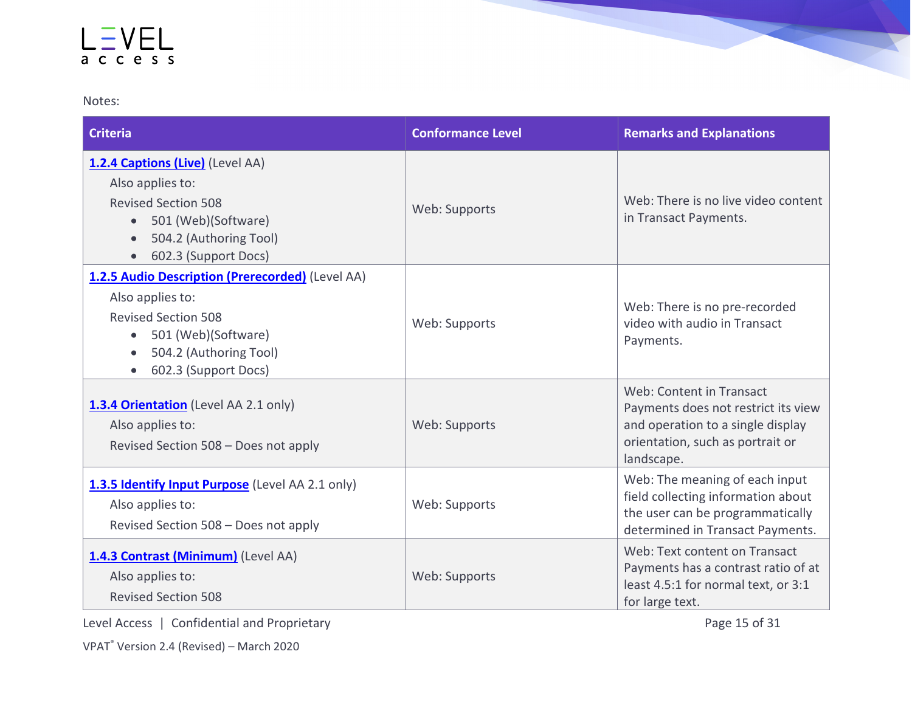Notes:

| Criteria | Conformance Level | Remarks and Explanations |
|---|---|---|
| **1.2.4 Captions (Live)** (Level AA)<br>Also applies to:<br>Revised Section 508<br>• 501 (Web)(Software)<br>• 504.2 (Authoring Tool)<br>• 602.3 (Support Docs) | Web: Supports | Web: There is no live video content in Transact Payments. |
| **1.2.5 Audio Description (Prerecorded)** (Level AA)<br>Also applies to:<br>Revised Section 508<br>• 501 (Web)(Software)<br>• 504.2 (Authoring Tool)<br>• 602.3 (Support Docs) | Web: Supports | Web: There is no pre-recorded video with audio in Transact Payments. |
| **1.3.4 Orientation** (Level AA 2.1 only)<br>Also applies to:<br>Revised Section 508 – Does not apply | Web: Supports | Web: Content in Transact Payments does not restrict its view and operation to a single display orientation, such as portrait or landscape. |
| **1.3.5 Identify Input Purpose** (Level AA 2.1 only)<br>Also applies to:<br>Revised Section 508 – Does not apply | Web: Supports | Web: The meaning of each input field collecting information about the user can be programmatically determined in Transact Payments. |
| **1.4.3 Contrast (Minimum)** (Level AA)<br>Also applies to:<br>Revised Section 508 | Web: Supports | Web: Text content on Transact Payments has a contrast ratio of at least 4.5:1 for normal text, or 3:1 for large text. |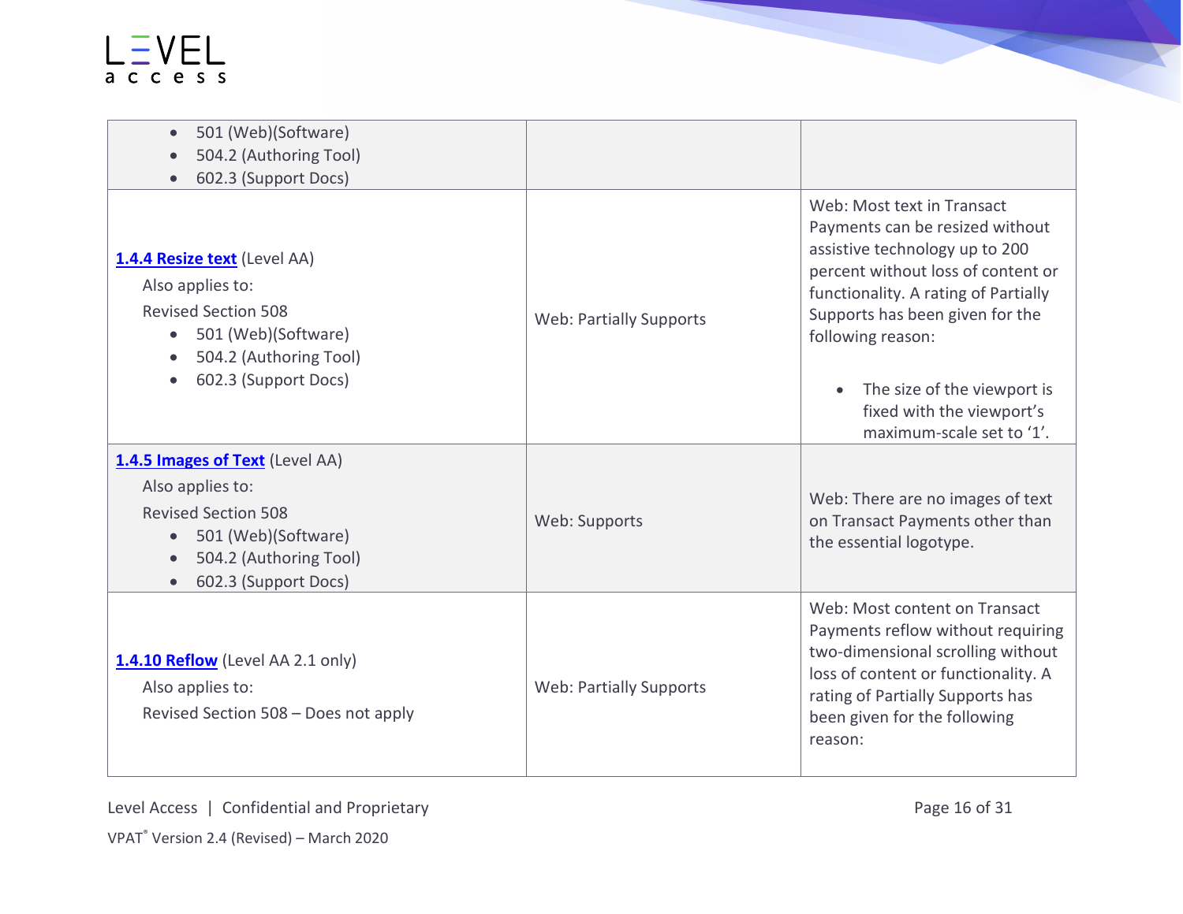| | | |
|---|---|---|
| • 501 (Web)(Software)<br>• 504.2 (Authoring Tool)<br>• 602.3 (Support Docs) | | |
| **1.4.4 Resize text** (Level AA)<br>Also applies to:<br>Revised Section 508<br>• 501 (Web)(Software)<br>• 504.2 (Authoring Tool)<br>• 602.3 (Support Docs) | Web: Partially Supports | Web: Most text in Transact Payments can be resized without assistive technology up to 200 percent without loss of content or functionality. A rating of Partially Supports has been given for the following reason:<br>• The size of the viewport is fixed with the viewport's maximum-scale set to '1'. |
| **1.4.5 Images of Text** (Level AA)<br>Also applies to:<br>Revised Section 508<br>• 501 (Web)(Software)<br>• 504.2 (Authoring Tool)<br>• 602.3 (Support Docs) | Web: Supports | Web: There are no images of text on Transact Payments other than the essential logotype. |
| **1.4.10 Reflow** (Level AA 2.1 only)<br>Also applies to:<br>Revised Section 508 – Does not apply | Web: Partially Supports | Web: Most content on Transact Payments reflow without requiring two-dimensional scrolling without loss of content or functionality. A rating of Partially Supports has been given for the following reason: |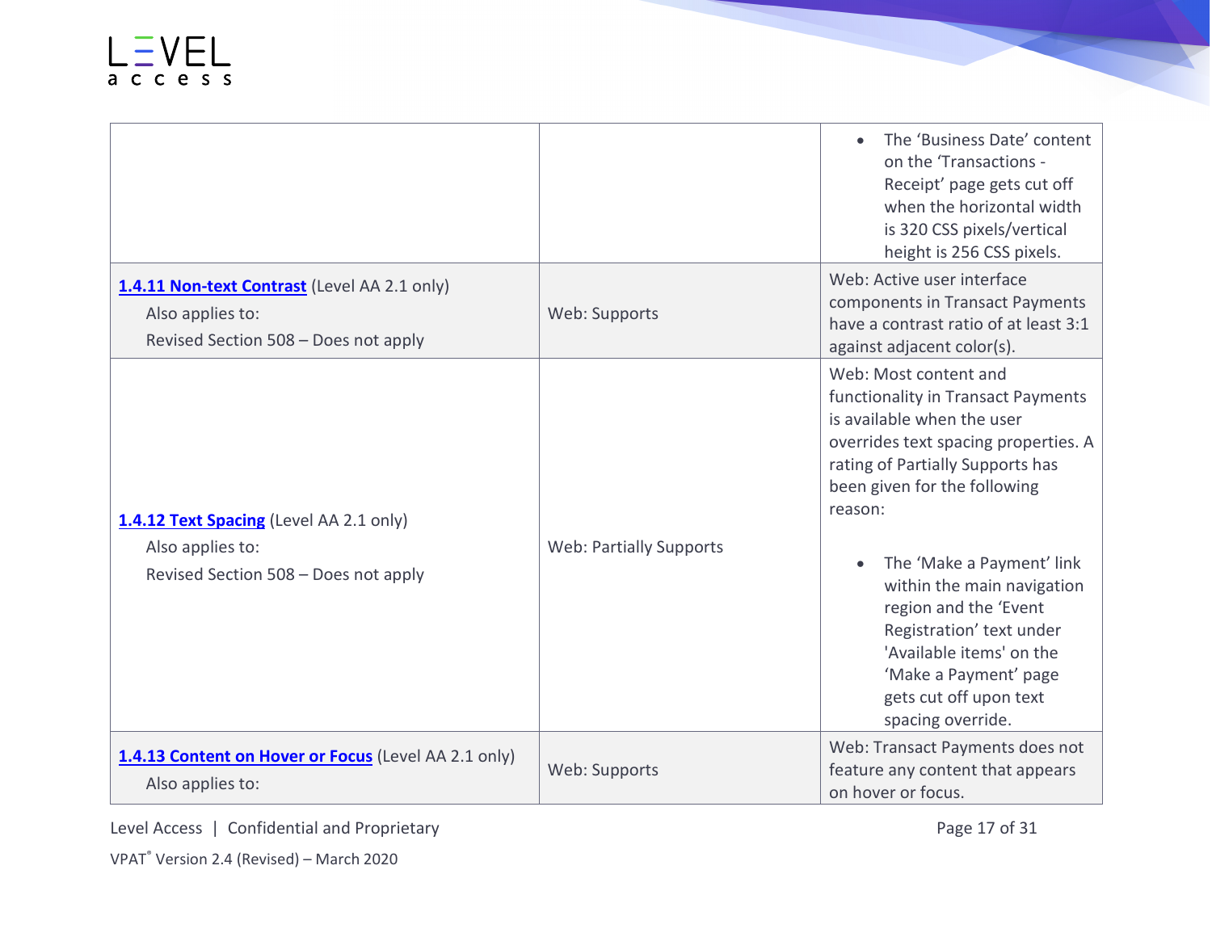| | | |
|---|---|---|
| | | <ul><li>The 'Business Date' content on the 'Transactions - Receipt' page gets cut off when the horizontal width is 320 CSS pixels/vertical height is 256 CSS pixels.</li></ul> |
| **1.4.11 Non-text Contrast** (Level AA 2.1 only)<br>Also applies to:<br>Revised Section 508 – Does not apply | Web: Supports | Web: Active user interface components in Transact Payments have a contrast ratio of at least 3:1 against adjacent color(s). |
| **1.4.12 Text Spacing** (Level AA 2.1 only)<br>Also applies to:<br>Revised Section 508 – Does not apply | Web: Partially Supports | Web: Most content and functionality in Transact Payments is available when the user overrides text spacing properties. A rating of Partially Supports has been given for the following reason:<br><ul><li>The 'Make a Payment' link within the main navigation region and the 'Event Registration' text under 'Available items' on the 'Make a Payment' page gets cut off upon text spacing override.</li></ul> |
| **1.4.13 Content on Hover or Focus** (Level AA 2.1 only)<br>Also applies to: | Web: Supports | Web: Transact Payments does not feature any content that appears on hover or focus. |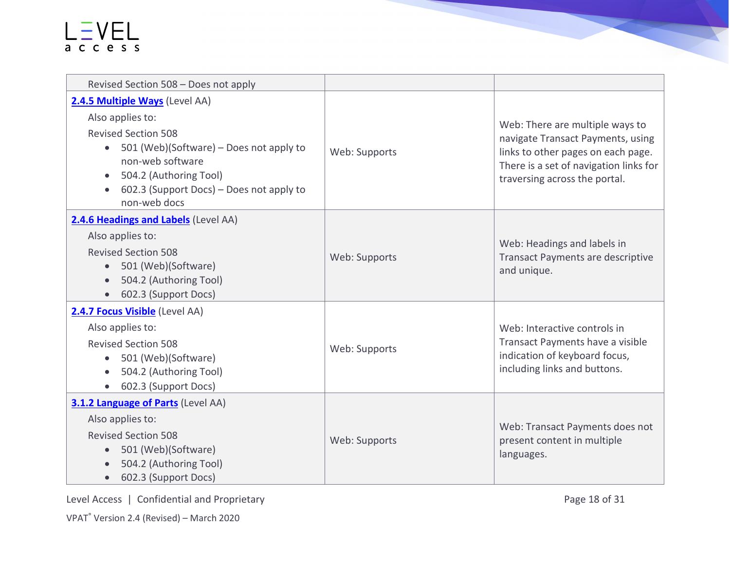| | | |
|---|---|---|
| Revised Section 508 – Does not apply | | |
| **2.4.5 Multiple Ways** (Level AA)<br>Also applies to:<br>Revised Section 508<br>• 501 (Web)(Software) – Does not apply to non-web software<br>• 504.2 (Authoring Tool)<br>• 602.3 (Support Docs) – Does not apply to non-web docs | Web: Supports | Web: There are multiple ways to navigate Transact Payments, using links to other pages on each page. There is a set of navigation links for traversing across the portal. |
| **2.4.6 Headings and Labels** (Level AA)<br>Also applies to:<br>Revised Section 508<br>• 501 (Web)(Software)<br>• 504.2 (Authoring Tool)<br>• 602.3 (Support Docs) | Web: Supports | Web: Headings and labels in Transact Payments are descriptive and unique. |
| **2.4.7 Focus Visible** (Level AA)<br>Also applies to:<br>Revised Section 508<br>• 501 (Web)(Software)<br>• 504.2 (Authoring Tool)<br>• 602.3 (Support Docs) | Web: Supports | Web: Interactive controls in Transact Payments have a visible indication of keyboard focus, including links and buttons. |
| **3.1.2 Language of Parts** (Level AA)<br>Also applies to:<br>Revised Section 508<br>• 501 (Web)(Software)<br>• 504.2 (Authoring Tool)<br>• 602.3 (Support Docs) | Web: Supports | Web: Transact Payments does not present content in multiple languages. |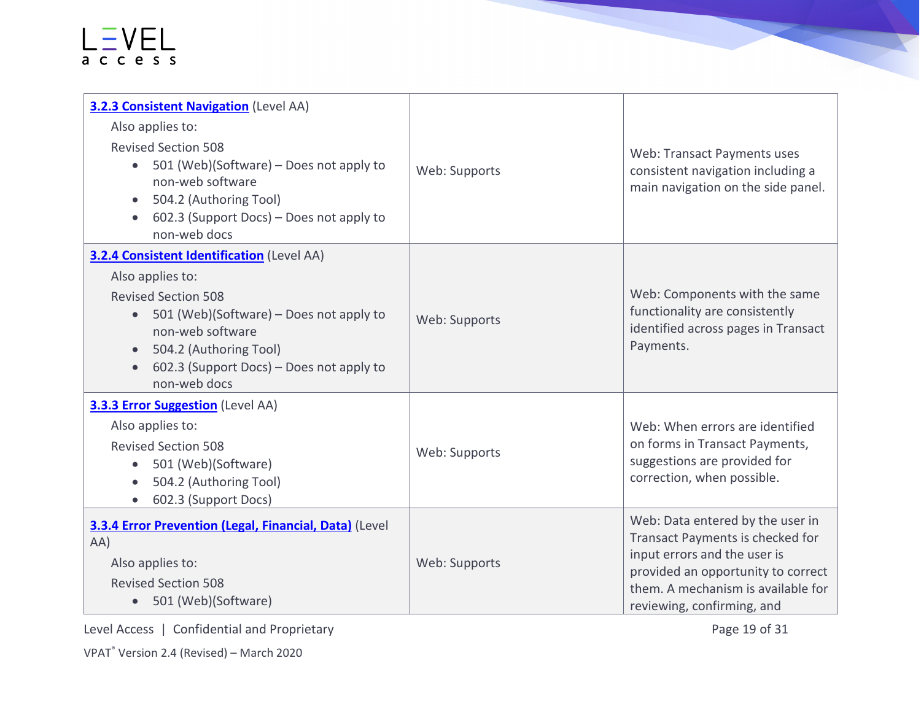| Criteria | Conformance Level | Remarks and Explanations |
|---|---|---|
| **3.2.3 Consistent Navigation** (Level AA)<br>Also applies to:<br>Revised Section 508<br>• 501 (Web)(Software) – Does not apply to non-web software<br>• 504.2 (Authoring Tool)<br>• 602.3 (Support Docs) – Does not apply to non-web docs | Web: Supports | Web: Transact Payments uses consistent navigation including a main navigation on the side panel. |
| **3.2.4 Consistent Identification** (Level AA)<br>Also applies to:<br>Revised Section 508<br>• 501 (Web)(Software) – Does not apply to non-web software<br>• 504.2 (Authoring Tool)<br>• 602.3 (Support Docs) – Does not apply to non-web docs | Web: Supports | Web: Components with the same functionality are consistently identified across pages in Transact Payments. |
| **3.3.3 Error Suggestion** (Level AA)<br>Also applies to:<br>Revised Section 508<br>• 501 (Web)(Software)<br>• 504.2 (Authoring Tool)<br>• 602.3 (Support Docs) | Web: Supports | Web: When errors are identified on forms in Transact Payments, suggestions are provided for correction, when possible. |
| **3.3.4 Error Prevention (Legal, Financial, Data)** (Level AA)<br>Also applies to:<br>Revised Section 508<br>• 501 (Web)(Software) | Web: Supports | Web: Data entered by the user in Transact Payments is checked for input errors and the user is provided an opportunity to correct them. A mechanism is available for reviewing, confirming, and |

Level Access | Confidential and Proprietary

VPAT® Version 2.4 (Revised) – March 2020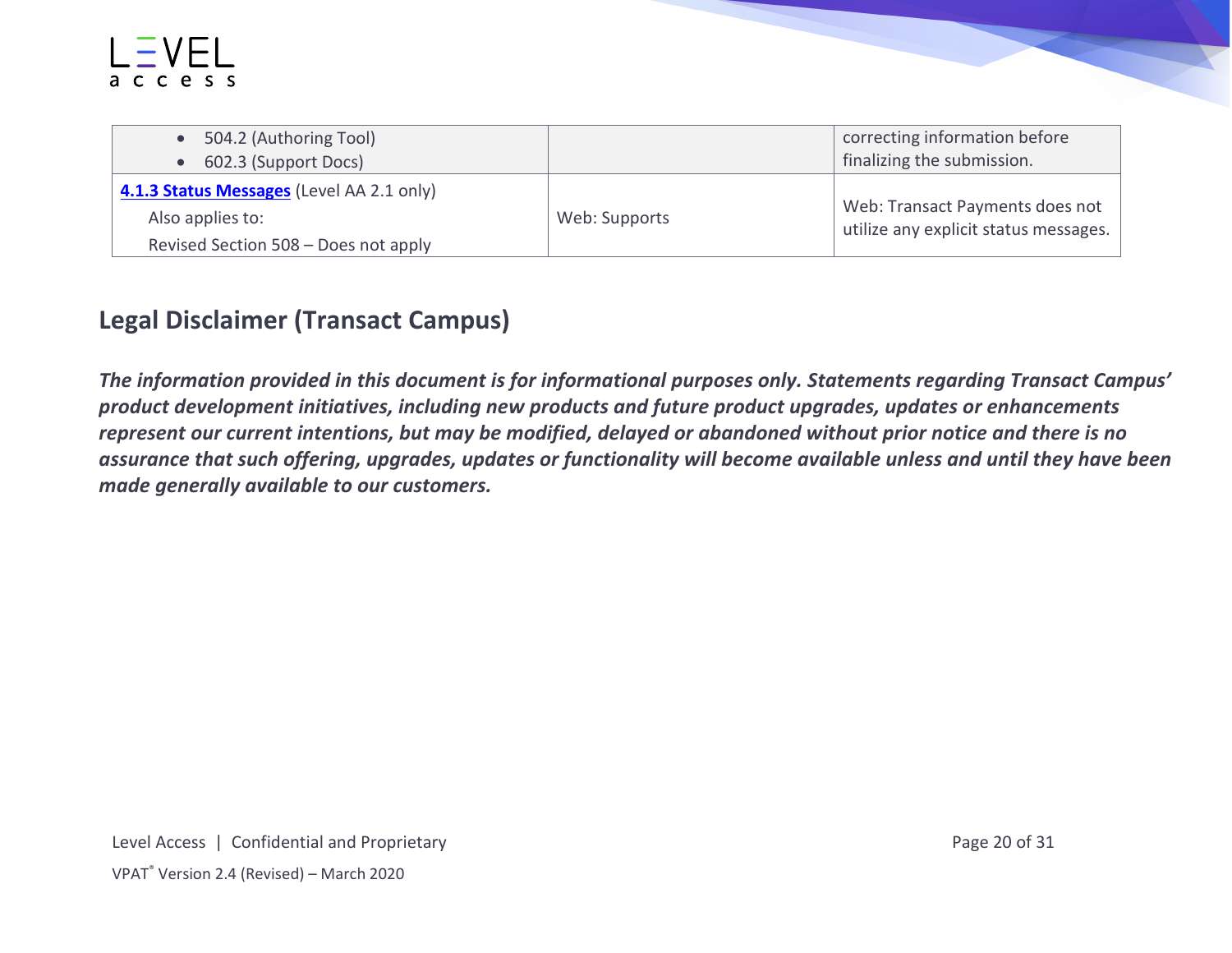| | | |
|---|---|---|
| • 504.2 (Authoring Tool)<br>• 602.3 (Support Docs) | | correcting information before finalizing the submission. |
| **4.1.3 Status Messages** (Level AA 2.1 only)<br>Also applies to:<br>Revised Section 508 – Does not apply | Web: Supports | Web: Transact Payments does not utilize any explicit status messages. |

## Legal Disclaimer (Transact Campus)

***The information provided in this document is for informational purposes only. Statements regarding Transact Campus' product development initiatives, including new products and future product upgrades, updates or enhancements represent our current intentions, but may be modified, delayed or abandoned without prior notice and there is no assurance that such offering, upgrades, updates or functionality will become available unless and until they have been made generally available to our customers.***